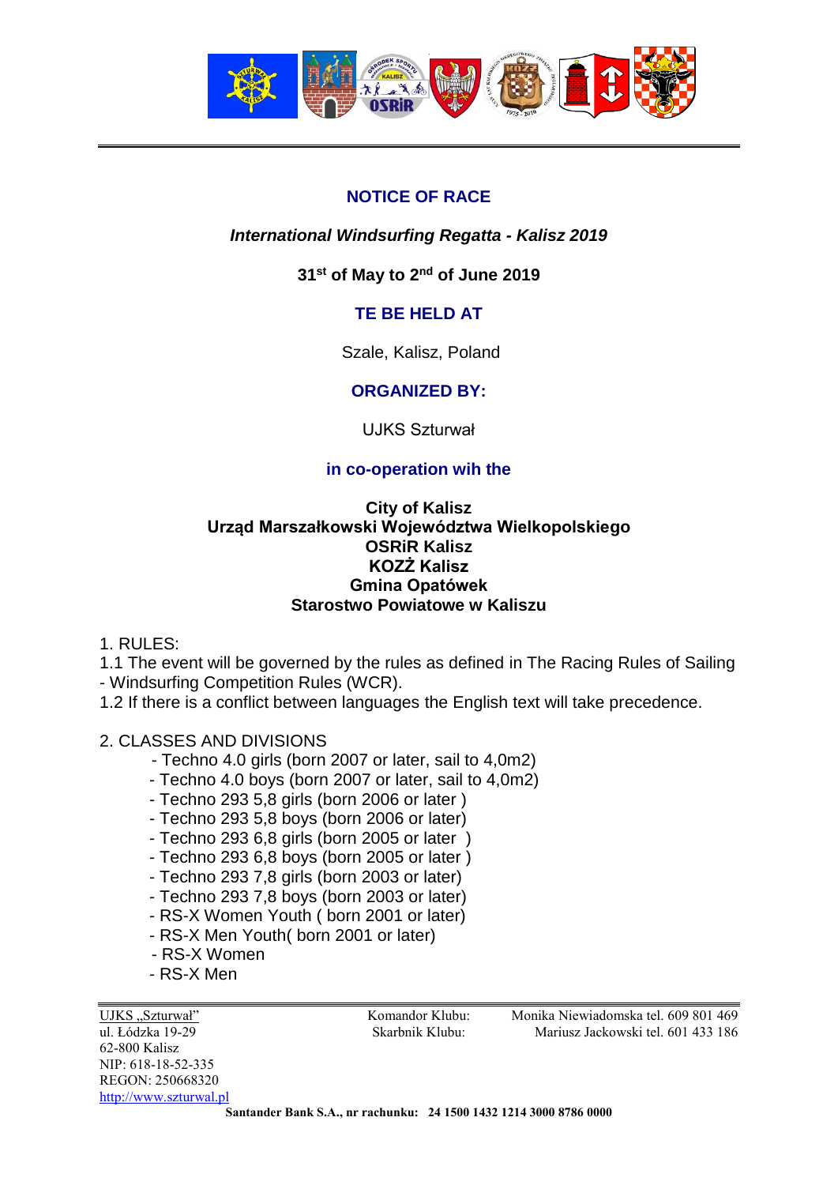# NOTICE OF RACE

***International Windsurfing Regatta - Kalisz 2019***

**31st of May to 2nd of June 2019**

**TE BE HELD AT**

Szale, Kalisz, Poland

**ORGANIZED BY:**

UJKS Szturwał

**in co-operation wih the**

**City of Kalisz**
**Urząd Marszałkowski Województwa Wielkopolskiego**
**OSRiR Kalisz**
**KOZŻ Kalisz**
**Gmina Opatówek**
**Starostwo Powiatowe w Kaliszu**

1. RULES:

1.1 The event will be governed by the rules as defined in The Racing Rules of Sailing - Windsurfing Competition Rules (WCR).

1.2 If there is a conflict between languages the English text will take precedence.

2. CLASSES AND DIVISIONS

- Techno 4.0 girls (born 2007 or later, sail to 4,0m2)
- Techno 4.0 boys (born 2007 or later, sail to 4,0m2)
- Techno 293 5,8 girls (born 2006 or later )
- Techno 293 5,8 boys (born 2006 or later)
- Techno 293 6,8 girls (born 2005 or later )
- Techno 293 6,8 boys (born 2005 or later )
- Techno 293 7,8 girls (born 2003 or later)
- Techno 293 7,8 boys (born 2003 or later)
- RS-X Women Youth ( born 2001 or later)
- RS-X Men Youth( born 2001 or later)
- RS-X Women
- RS-X Men

UJKS „Szturwał"
ul. Łódzka 19-29
62-800 Kalisz
NIP: 618-18-52-335
REGON: 250668320
http://www.szturwal.pl

Komandor Klubu: Monika Niewiadomska tel. 609 801 469
Skarbnik Klubu: Mariusz Jackowski tel. 601 433 186

**Santander Bank S.A., nr rachunku: 24 1500 1432 1214 3000 8786 0000**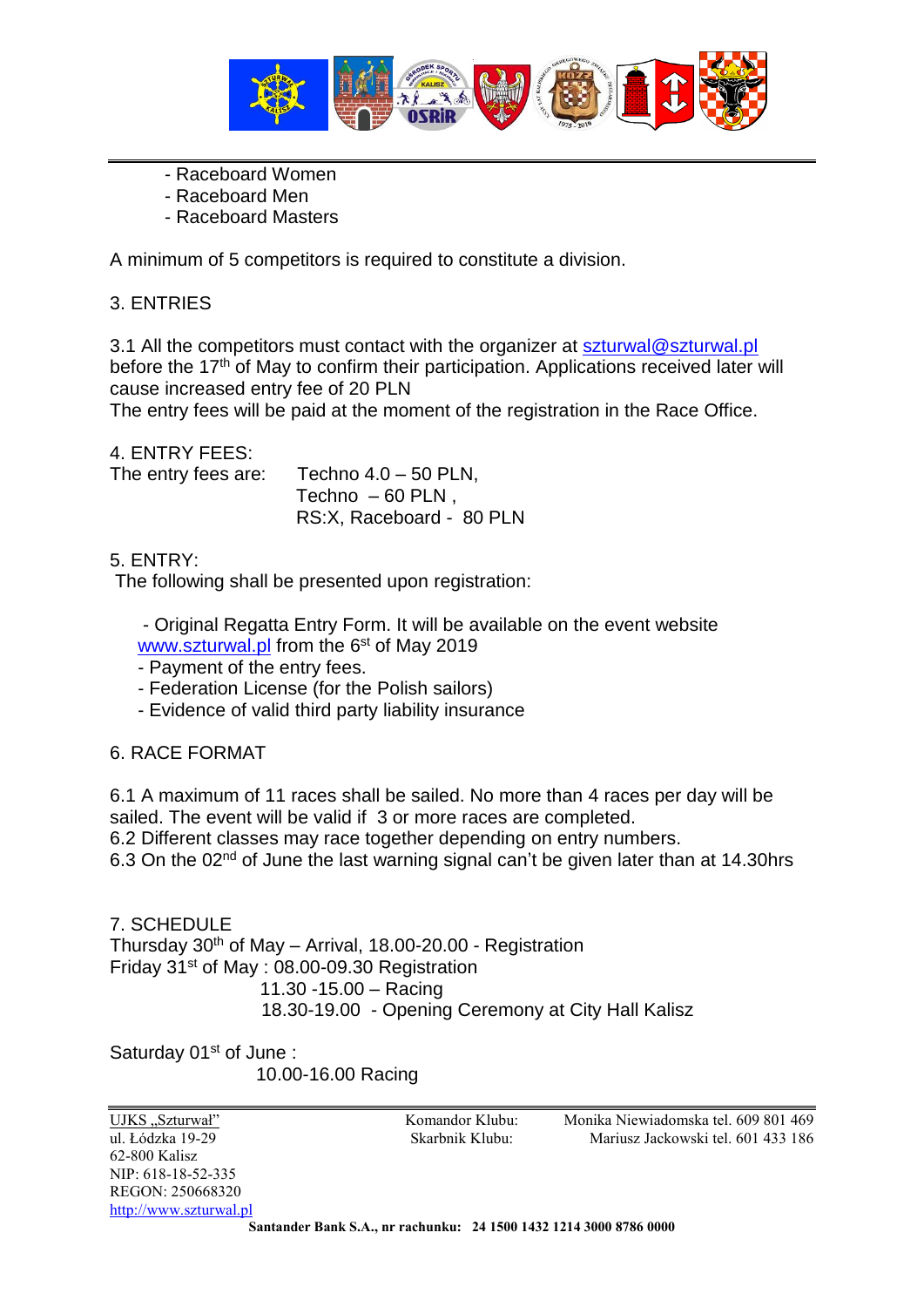- Raceboard Women
- Raceboard Men
- Raceboard Masters

A minimum of 5 competitors is required to constitute a division.

3. ENTRIES

3.1 All the competitors must contact with the organizer at szturwal@szturwal.pl before the 17th of May to confirm their participation. Applications received later will cause increased entry fee of 20 PLN

The entry fees will be paid at the moment of the registration in the Race Office.

4. ENTRY FEES:

The entry fees are: Techno 4.0 – 50 PLN,
Techno – 60 PLN ,
RS:X, Raceboard - 80 PLN

5. ENTRY:

The following shall be presented upon registration:

- Original Regatta Entry Form. It will be available on the event website www.szturwal.pl from the 6st of May 2019
- Payment of the entry fees.
- Federation License (for the Polish sailors)
- Evidence of valid third party liability insurance

6. RACE FORMAT

6.1 A maximum of 11 races shall be sailed. No more than 4 races per day will be sailed. The event will be valid if 3 or more races are completed.

6.2 Different classes may race together depending on entry numbers.

6.3 On the 02nd of June the last warning signal can't be given later than at 14.30hrs

7. SCHEDULE

Thursday 30th of May – Arrival, 18.00-20.00 - Registration

Friday 31st of May : 08.00-09.30 Registration
11.30 -15.00 – Racing
18.30-19.00 - Opening Ceremony at City Hall Kalisz

Saturday 01st of June :
10.00-16.00 Racing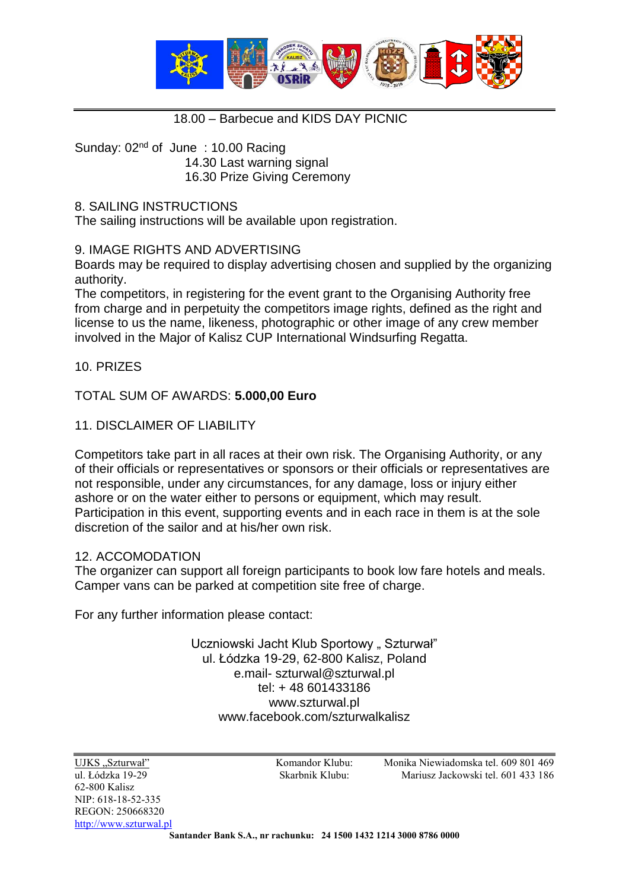18.00 – Barbecue and KIDS DAY PICNIC

Sunday: 02nd of June : 10.00 Racing
14.30 Last warning signal
16.30 Prize Giving Ceremony

## 8. SAILING INSTRUCTIONS

The sailing instructions will be available upon registration.

## 9. IMAGE RIGHTS AND ADVERTISING

Boards may be required to display advertising chosen and supplied by the organizing authority.

The competitors, in registering for the event grant to the Organising Authority free from charge and in perpetuity the competitors image rights, defined as the right and license to us the name, likeness, photographic or other image of any crew member involved in the Major of Kalisz CUP International Windsurfing Regatta.

## 10. PRIZES

TOTAL SUM OF AWARDS: **5.000,00 Euro**

## 11. DISCLAIMER OF LIABILITY

Competitors take part in all races at their own risk. The Organising Authority, or any of their officials or representatives or sponsors or their officials or representatives are not responsible, under any circumstances, for any damage, loss or injury either ashore or on the water either to persons or equipment, which may result.
Participation in this event, supporting events and in each race in them is at the sole discretion of the sailor and at his/her own risk.

## 12. ACCOMODATION

The organizer can support all foreign participants to book low fare hotels and meals.
Camper vans can be parked at competition site free of charge.

For any further information please contact:

Uczniowski Jacht Klub Sportowy „ Szturwał"
ul. Łódzka 19-29, 62-800 Kalisz, Poland
e.mail- szturwal@szturwal.pl
tel: + 48 601433186
www.szturwal.pl
www.facebook.com/szturwalkalisz

UJKS „Szturwał"
ul. Łódzka 19-29
62-800 Kalisz
NIP: 618-18-52-335
REGON: 250668320
http://www.szturwal.pl

Komandor Klubu: Monika Niewiadomska tel. 609 801 469
Skarbnik Klubu: Mariusz Jackowski tel. 601 433 186

**Santander Bank S.A., nr rachunku: 24 1500 1432 1214 3000 8786 0000**